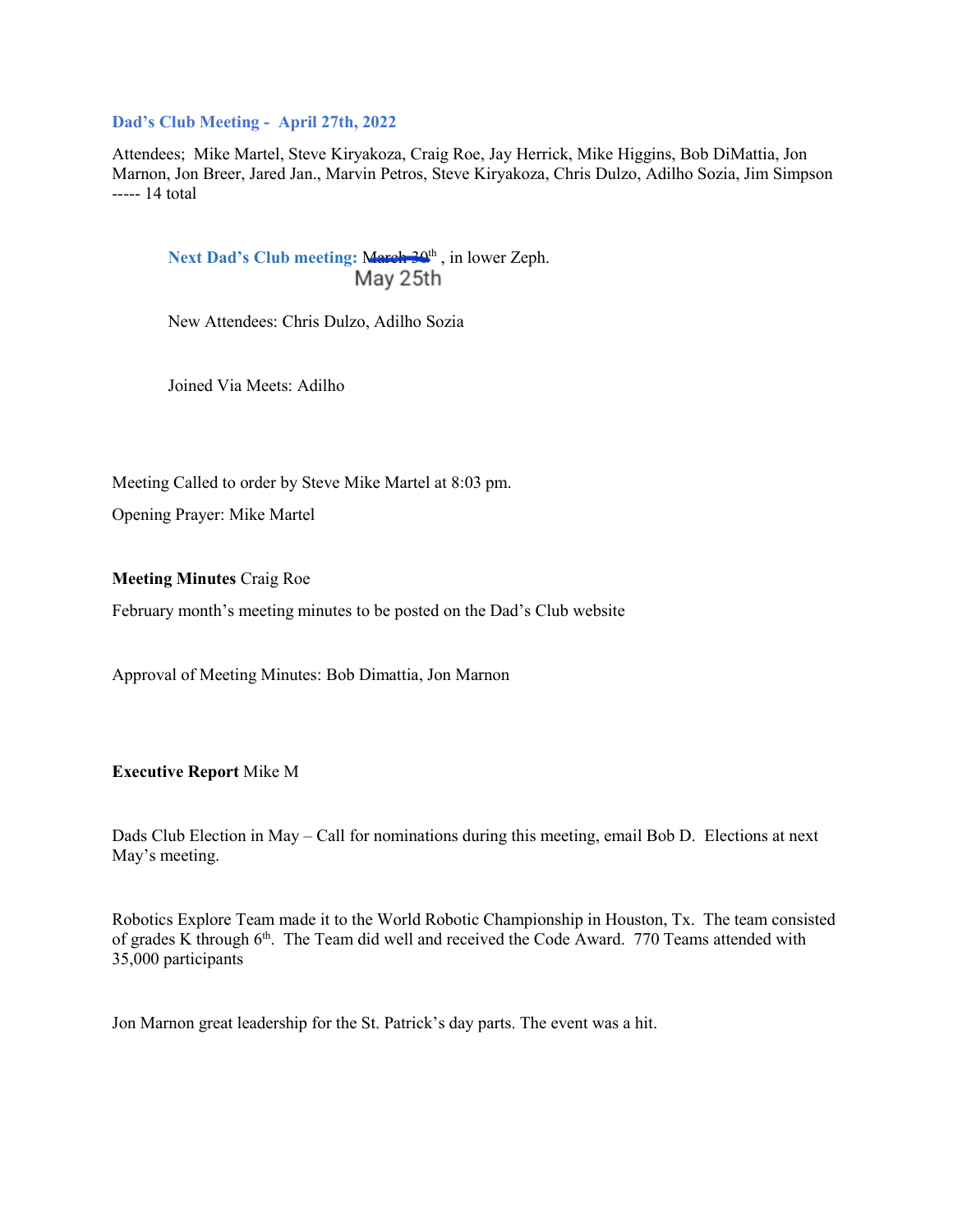**Dad's Club Meeting - April 27th, 2022**

Attendees; Mike Martel, Steve Kiryakoza, Craig Roe, Jay Herrick, Mike Higgins, Bob DiMattia, Jon Marnon, Jon Breer, Jared Jan., Marvin Petros, Steve Kiryakoza, Chris Dulzo, Adilho Sozia, Jim Simpson ----- 14 total

**Next Dad's Club meeting:** ~~March 30th~~ May 25th, in lower Zeph.

New Attendees: Chris Dulzo, Adilho Sozia

Joined Via Meets: Adilho

Meeting Called to order by Steve Mike Martel at 8:03 pm.

Opening Prayer: Mike Martel

**Meeting Minutes** Craig Roe

February month's meeting minutes to be posted on the Dad's Club website

Approval of Meeting Minutes: Bob Dimattia, Jon Marnon

**Executive Report** Mike M

Dads Club Election in May – Call for nominations during this meeting, email Bob D. Elections at next May's meeting.

Robotics Explore Team made it to the World Robotic Championship in Houston, Tx. The team consisted of grades K through 6th. The Team did well and received the Code Award. 770 Teams attended with 35,000 participants

Jon Marnon great leadership for the St. Patrick's day parts. The event was a hit.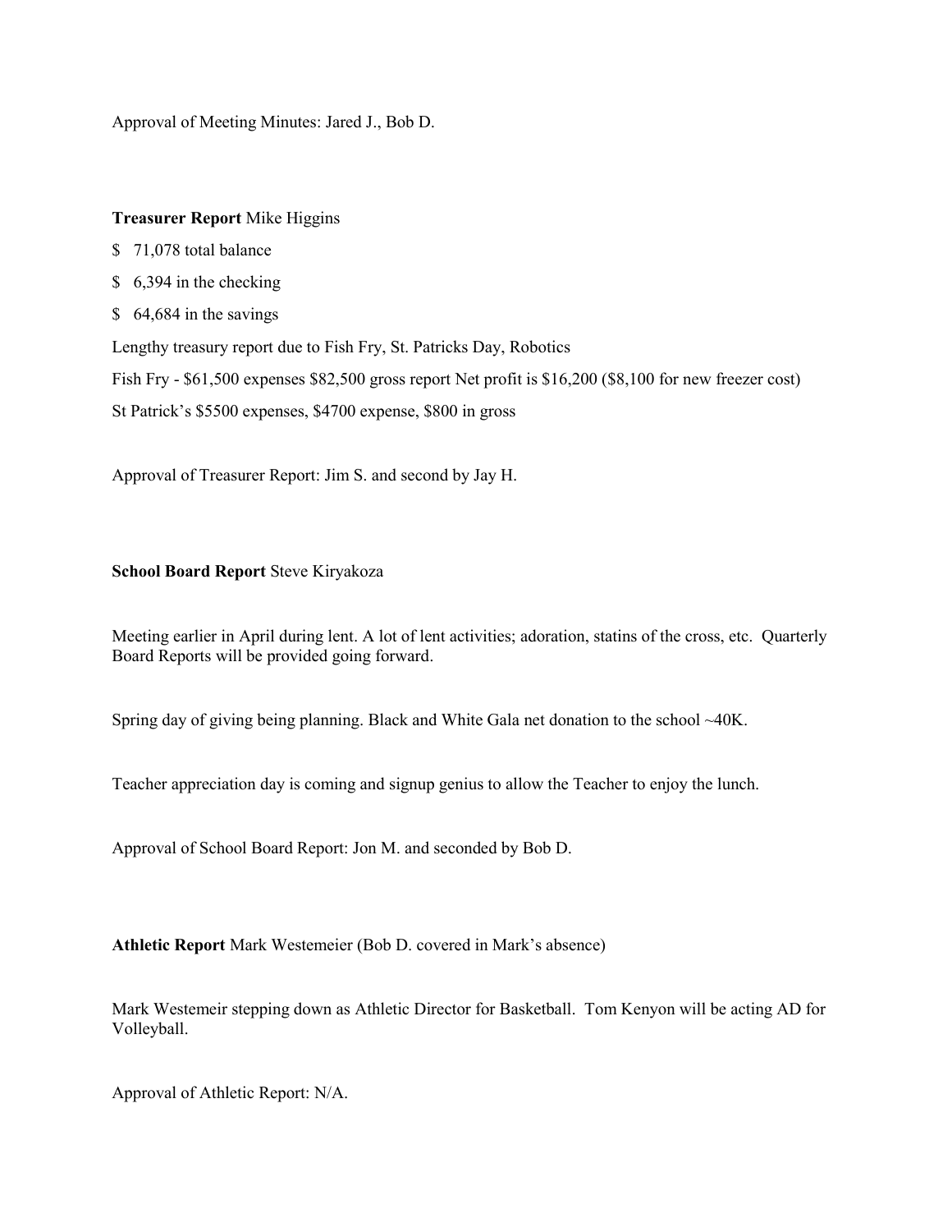Approval of Meeting Minutes: Jared J., Bob D.

**Treasurer Report** Mike Higgins

$ 71,078 total balance

$ 6,394 in the checking

$ 64,684 in the savings

Lengthy treasury report due to Fish Fry, St. Patricks Day, Robotics

Fish Fry - $61,500 expenses $82,500 gross report Net profit is $16,200 ($8,100 for new freezer cost)

St Patrick's $5500 expenses, $4700 expense, $800 in gross

Approval of Treasurer Report: Jim S. and second by Jay H.

**School Board Report** Steve Kiryakoza

Meeting earlier in April during lent. A lot of lent activities; adoration, statins of the cross, etc. Quarterly Board Reports will be provided going forward.

Spring day of giving being planning. Black and White Gala net donation to the school ~40K.

Teacher appreciation day is coming and signup genius to allow the Teacher to enjoy the lunch.

Approval of School Board Report: Jon M. and seconded by Bob D.

**Athletic Report** Mark Westemeier (Bob D. covered in Mark's absence)

Mark Westemeir stepping down as Athletic Director for Basketball. Tom Kenyon will be acting AD for Volleyball.

Approval of Athletic Report: N/A.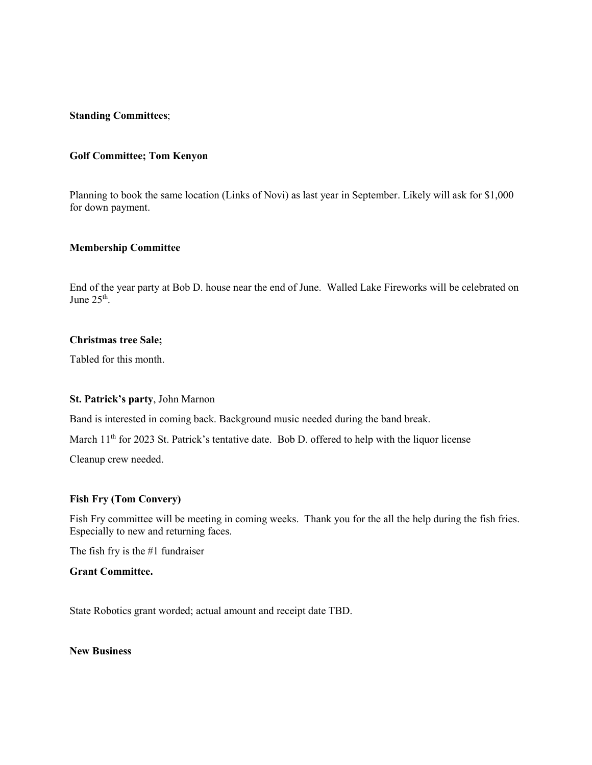**Standing Committees**;

**Golf Committee; Tom Kenyon**

Planning to book the same location (Links of Novi) as last year in September. Likely will ask for $1,000 for down payment.

**Membership Committee**

End of the year party at Bob D. house near the end of June. Walled Lake Fireworks will be celebrated on June 25th.

**Christmas tree Sale;**

Tabled for this month.

**St. Patrick's party**, John Marnon

Band is interested in coming back. Background music needed during the band break.

March 11th for 2023 St. Patrick's tentative date. Bob D. offered to help with the liquor license

Cleanup crew needed.

**Fish Fry (Tom Convery)**

Fish Fry committee will be meeting in coming weeks. Thank you for the all the help during the fish fries. Especially to new and returning faces.

The fish fry is the #1 fundraiser

**Grant Committee.**

State Robotics grant worded; actual amount and receipt date TBD.

**New Business**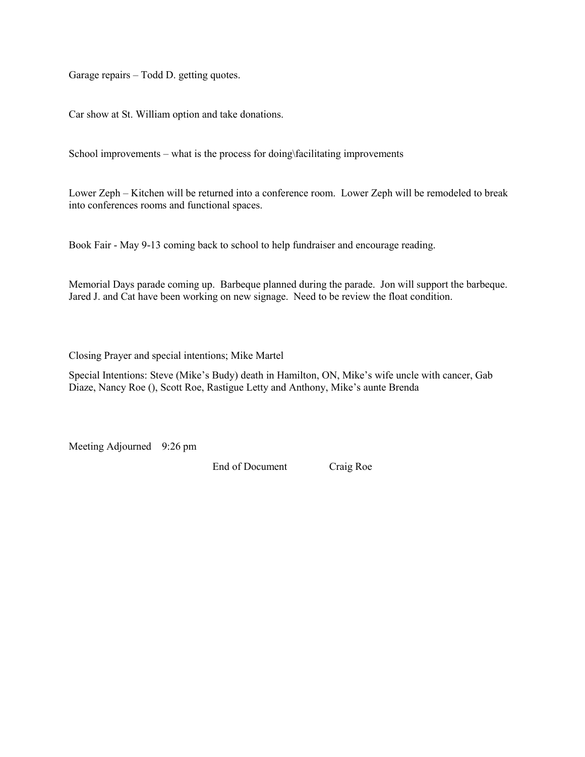Garage repairs – Todd D. getting quotes.

Car show at St. William option and take donations.

School improvements – what is the process for doing\facilitating improvements

Lower Zeph – Kitchen will be returned into a conference room. Lower Zeph will be remodeled to break into conferences rooms and functional spaces.

Book Fair - May 9-13 coming back to school to help fundraiser and encourage reading.

Memorial Days parade coming up. Barbeque planned during the parade. Jon will support the barbeque. Jared J. and Cat have been working on new signage. Need to be review the float condition.

Closing Prayer and special intentions; Mike Martel

Special Intentions: Steve (Mike's Budy) death in Hamilton, ON, Mike's wife uncle with cancer, Gab Diaze, Nancy Roe (), Scott Roe, Rastigue Letty and Anthony, Mike's aunte Brenda

Meeting Adjourned 9:26 pm

End of Document Craig Roe